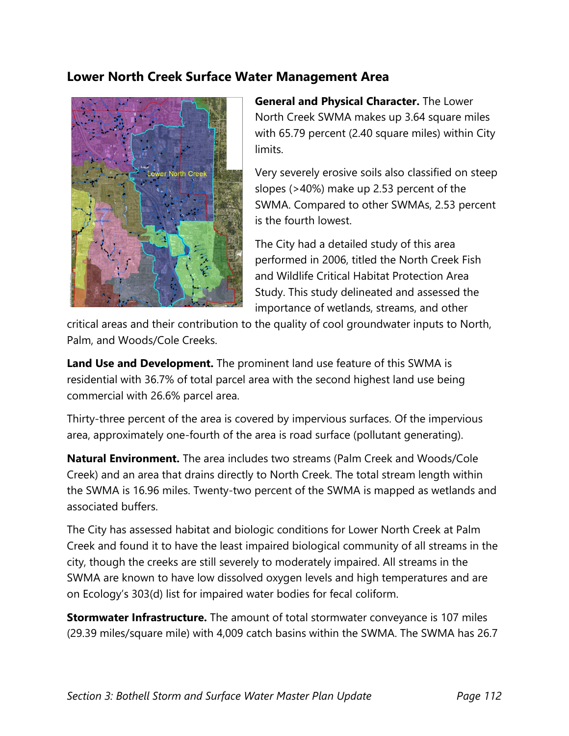## Lower North Creek Surface Water Management Area

**General and Physical Character.** The Lower North Creek SWMA makes up 3.64 square miles with 65.79 percent (2.40 square miles) within City limits.

Very severely erosive soils also classified on steep slopes (>40%) make up 2.53 percent of the SWMA. Compared to other SWMAs, 2.53 percent is the fourth lowest.

The City had a detailed study of this area performed in 2006, titled the North Creek Fish and Wildlife Critical Habitat Protection Area Study. This study delineated and assessed the importance of wetlands, streams, and other critical areas and their contribution to the quality of cool groundwater inputs to North, Palm, and Woods/Cole Creeks.

**Land Use and Development.** The prominent land use feature of this SWMA is residential with 36.7% of total parcel area with the second highest land use being commercial with 26.6% parcel area.

Thirty-three percent of the area is covered by impervious surfaces. Of the impervious area, approximately one-fourth of the area is road surface (pollutant generating).

**Natural Environment.** The area includes two streams (Palm Creek and Woods/Cole Creek) and an area that drains directly to North Creek. The total stream length within the SWMA is 16.96 miles. Twenty-two percent of the SWMA is mapped as wetlands and associated buffers.

The City has assessed habitat and biologic conditions for Lower North Creek at Palm Creek and found it to have the least impaired biological community of all streams in the city, though the creeks are still severely to moderately impaired. All streams in the SWMA are known to have low dissolved oxygen levels and high temperatures and are on Ecology's 303(d) list for impaired water bodies for fecal coliform.

**Stormwater Infrastructure.** The amount of total stormwater conveyance is 107 miles (29.39 miles/square mile) with 4,009 catch basins within the SWMA. The SWMA has 26.7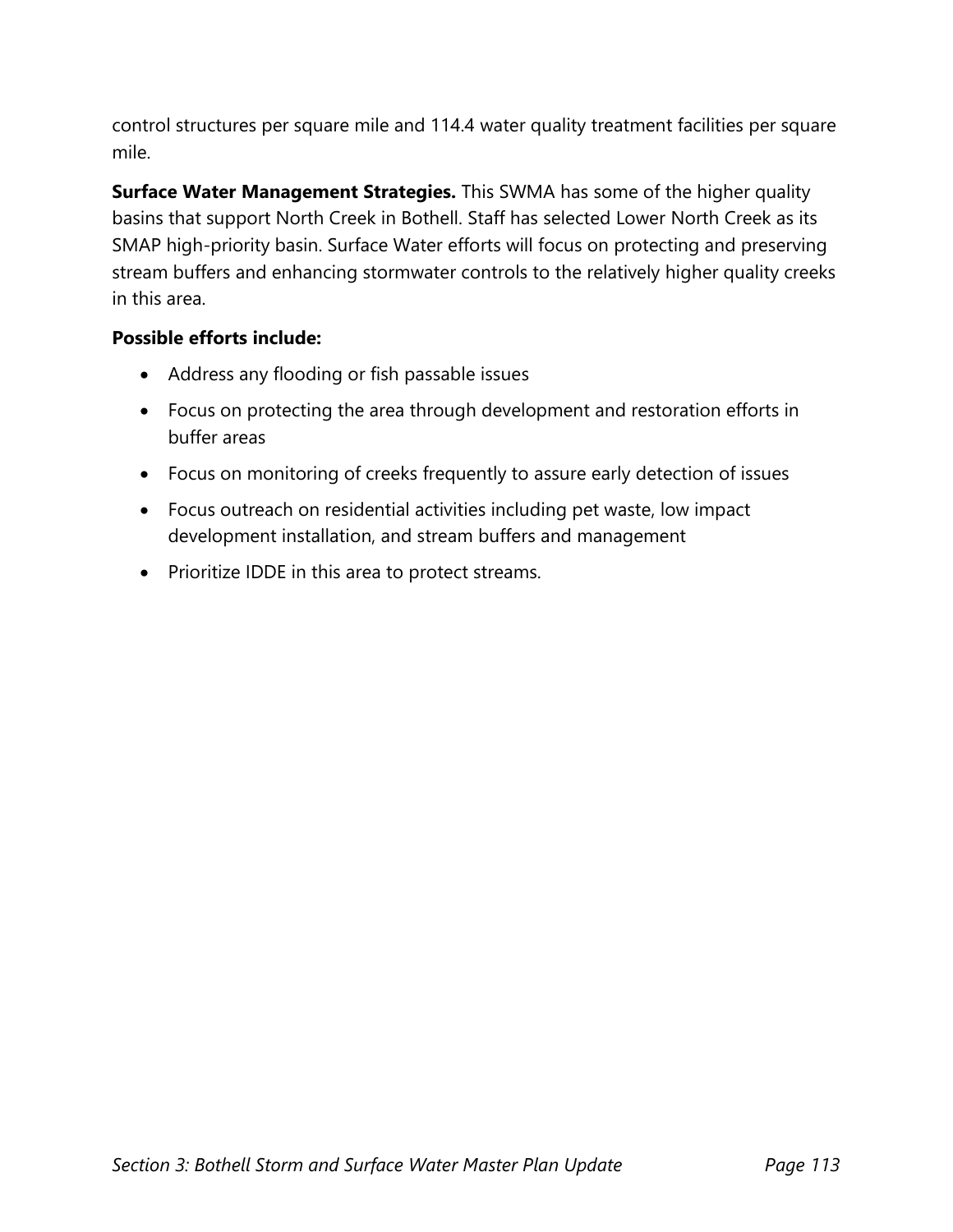control structures per square mile and 114.4 water quality treatment facilities per square mile.

**Surface Water Management Strategies.** This SWMA has some of the higher quality basins that support North Creek in Bothell. Staff has selected Lower North Creek as its SMAP high-priority basin. Surface Water efforts will focus on protecting and preserving stream buffers and enhancing stormwater controls to the relatively higher quality creeks in this area.

**Possible efforts include:**

- Address any flooding or fish passable issues
- Focus on protecting the area through development and restoration efforts in buffer areas
- Focus on monitoring of creeks frequently to assure early detection of issues
- Focus outreach on residential activities including pet waste, low impact development installation, and stream buffers and management
- Prioritize IDDE in this area to protect streams.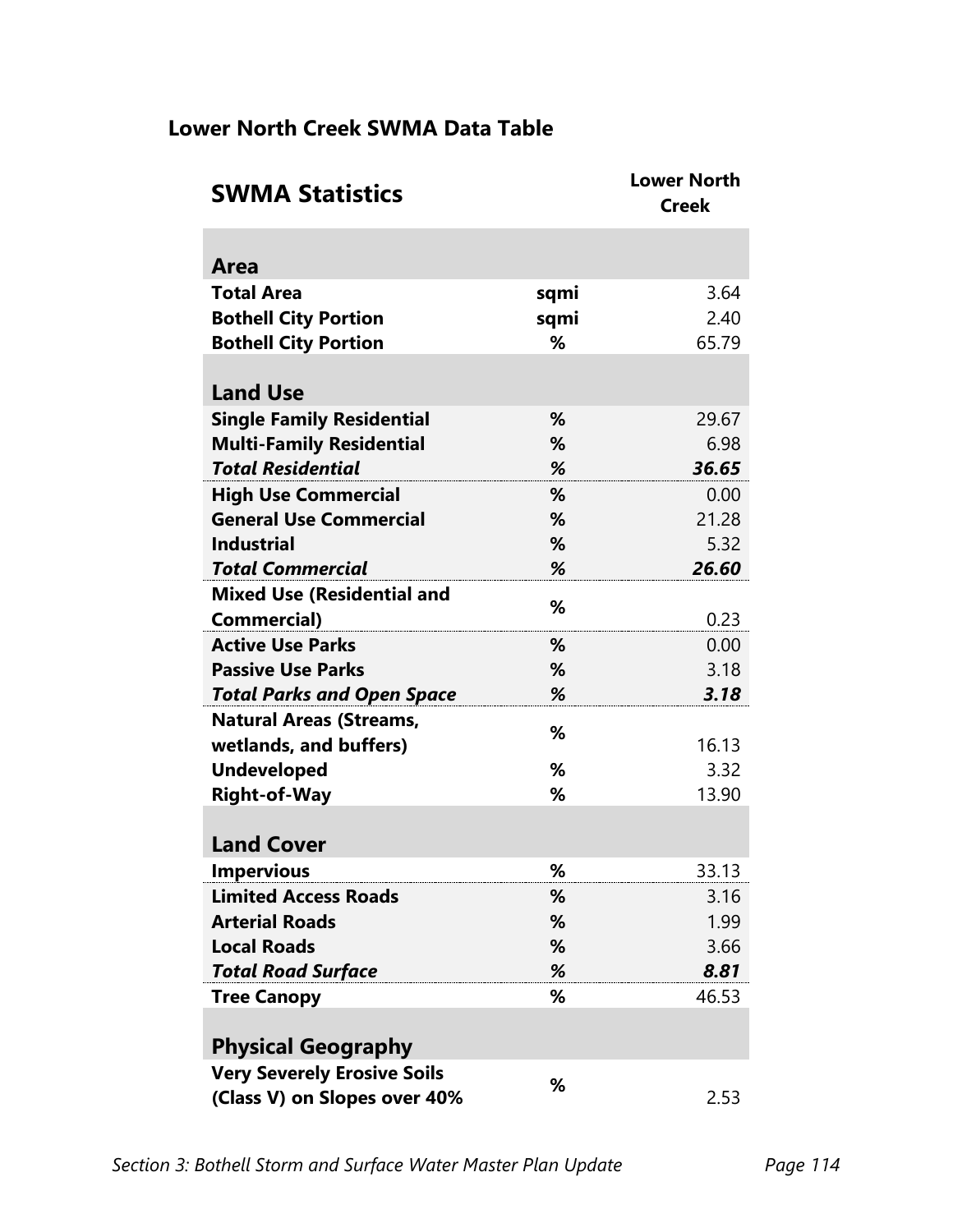## Lower North Creek SWMA Data Table

| SWMA Statistics | | Lower North Creek |
|---|---|---|
| **Area** | | |
| **Total Area** | **sqmi** | 3.64 |
| **Bothell City Portion** | **sqmi** | 2.40 |
| **Bothell City Portion** | **%** | 65.79 |
| **Land Use** | | |
| **Single Family Residential** | **%** | 29.67 |
| **Multi-Family Residential** | **%** | 6.98 |
| ***Total Residential*** | ***%*** | ***36.65*** |
| **High Use Commercial** | **%** | 0.00 |
| **General Use Commercial** | **%** | 21.28 |
| **Industrial** | **%** | 5.32 |
| ***Total Commercial*** | ***%*** | ***26.60*** |
| **Mixed Use (Residential and Commercial)** | **%** | 0.23 |
| **Active Use Parks** | **%** | 0.00 |
| **Passive Use Parks** | **%** | 3.18 |
| ***Total Parks and Open Space*** | ***%*** | ***3.18*** |
| **Natural Areas (Streams, wetlands, and buffers)** | **%** | 16.13 |
| **Undeveloped** | **%** | 3.32 |
| **Right-of-Way** | **%** | 13.90 |
| **Land Cover** | | |
| **Impervious** | **%** | 33.13 |
| **Limited Access Roads** | **%** | 3.16 |
| **Arterial Roads** | **%** | 1.99 |
| **Local Roads** | **%** | 3.66 |
| ***Total Road Surface*** | ***%*** | ***8.81*** |
| **Tree Canopy** | **%** | 46.53 |
| **Physical Geography** | | |
| **Very Severely Erosive Soils (Class V) on Slopes over 40%** | **%** | 2.53 |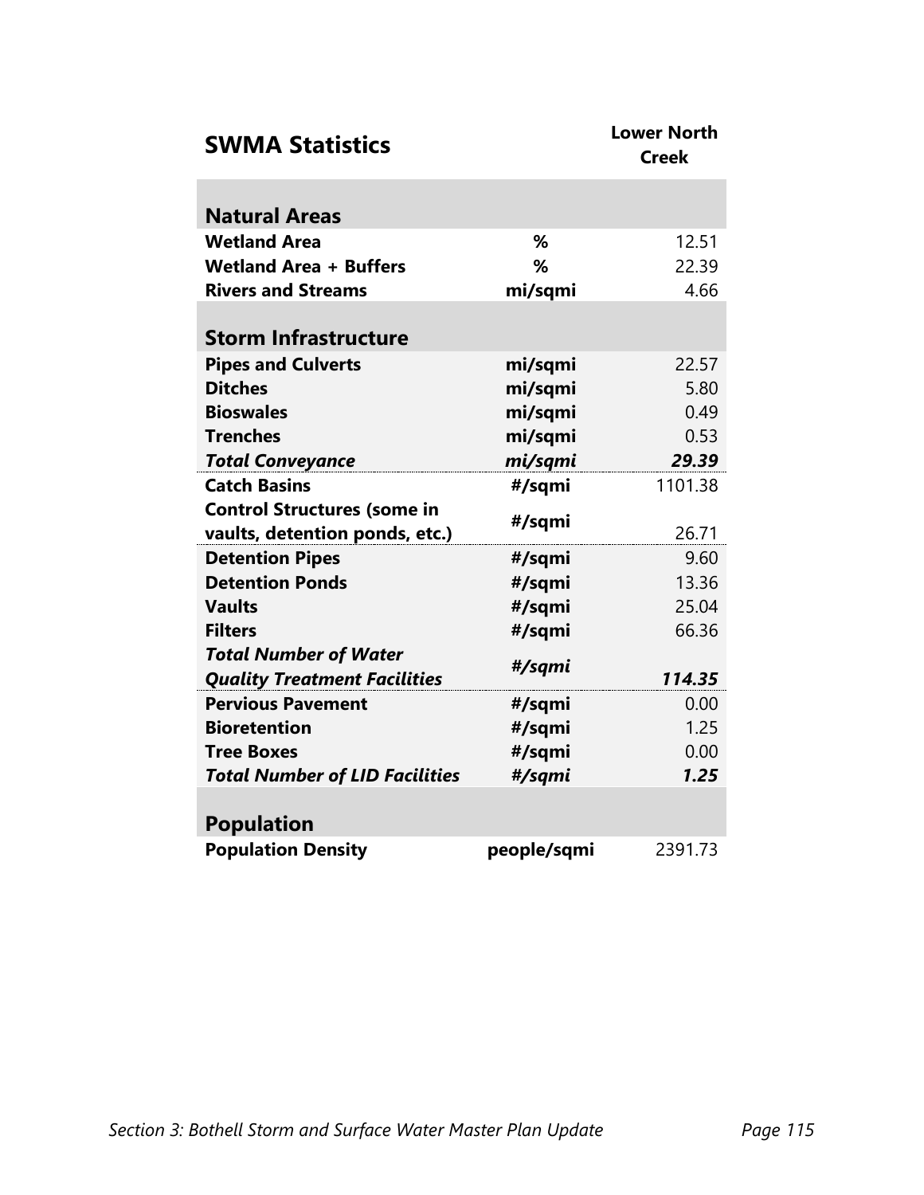## SWMA Statistics

| | | Lower North Creek |
|---|---|---|
| **Natural Areas** | | |
| **Wetland Area** | **%** | 12.51 |
| **Wetland Area + Buffers** | **%** | 22.39 |
| **Rivers and Streams** | **mi/sqmi** | 4.66 |
| **Storm Infrastructure** | | |
| **Pipes and Culverts** | **mi/sqmi** | 22.57 |
| **Ditches** | **mi/sqmi** | 5.80 |
| **Bioswales** | **mi/sqmi** | 0.49 |
| **Trenches** | **mi/sqmi** | 0.53 |
| ***Total Conveyance*** | ***mi/sqmi*** | ***29.39*** |
| **Catch Basins** | **#/sqmi** | 1101.38 |
| **Control Structures (some in vaults, detention ponds, etc.)** | **#/sqmi** | 26.71 |
| **Detention Pipes** | **#/sqmi** | 9.60 |
| **Detention Ponds** | **#/sqmi** | 13.36 |
| **Vaults** | **#/sqmi** | 25.04 |
| **Filters** | **#/sqmi** | 66.36 |
| ***Total Number of Water Quality Treatment Facilities*** | ***#/sqmi*** | ***114.35*** |
| **Pervious Pavement** | **#/sqmi** | 0.00 |
| **Bioretention** | **#/sqmi** | 1.25 |
| **Tree Boxes** | **#/sqmi** | 0.00 |
| ***Total Number of LID Facilities*** | ***#/sqmi*** | ***1.25*** |
| **Population** | | |
| **Population Density** | **people/sqmi** | 2391.73 |